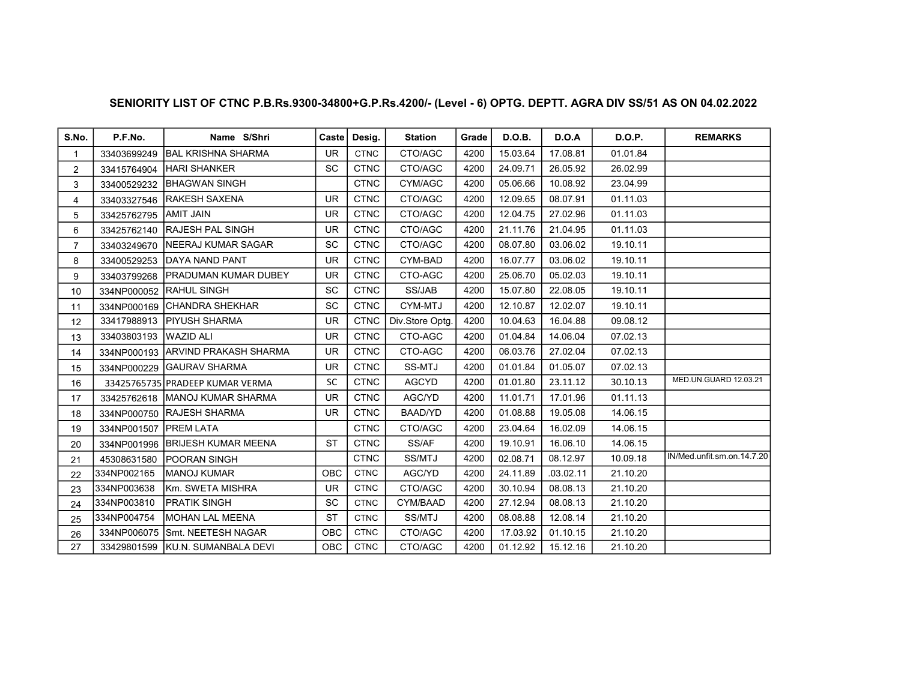**SENIORITY LIST OF CTNC P.B.Rs.9300-34800+G.P.Rs.4200/- (Level - 6) OPTG. DEPTT. AGRA DIV SS/51 AS ON 04.02.2022**

| S.No. | P.F.No. | Name S/Shri | Caste | Desig. | Station | Grade | D.O.B. | D.O.A | D.O.P. | REMARKS |
|---|---|---|---|---|---|---|---|---|---|---|
| 1 | 33403699249 | BAL KRISHNA SHARMA | UR | CTNC | CTO/AGC | 4200 | 15.03.64 | 17.08.81 | 01.01.84 | |
| 2 | 33415764904 | HARI SHANKER | SC | CTNC | CTO/AGC | 4200 | 24.09.71 | 26.05.92 | 26.02.99 | |
| 3 | 33400529232 | BHAGWAN SINGH | | CTNC | CYM/AGC | 4200 | 05.06.66 | 10.08.92 | 23.04.99 | |
| 4 | 33403327546 | RAKESH SAXENA | UR | CTNC | CTO/AGC | 4200 | 12.09.65 | 08.07.91 | 01.11.03 | |
| 5 | 33425762795 | AMIT JAIN | UR | CTNC | CTO/AGC | 4200 | 12.04.75 | 27.02.96 | 01.11.03 | |
| 6 | 33425762140 | RAJESH PAL SINGH | UR | CTNC | CTO/AGC | 4200 | 21.11.76 | 21.04.95 | 01.11.03 | |
| 7 | 33403249670 | NEERAJ KUMAR SAGAR | SC | CTNC | CTO/AGC | 4200 | 08.07.80 | 03.06.02 | 19.10.11 | |
| 8 | 33400529253 | DAYA NAND PANT | UR | CTNC | CYM-BAD | 4200 | 16.07.77 | 03.06.02 | 19.10.11 | |
| 9 | 33403799268 | PRADUMAN KUMAR DUBEY | UR | CTNC | CTO-AGC | 4200 | 25.06.70 | 05.02.03 | 19.10.11 | |
| 10 | 334NP000052 | RAHUL SINGH | SC | CTNC | SS/JAB | 4200 | 15.07.80 | 22.08.05 | 19.10.11 | |
| 11 | 334NP000169 | CHANDRA SHEKHAR | SC | CTNC | CYM-MTJ | 4200 | 12.10.87 | 12.02.07 | 19.10.11 | |
| 12 | 33417988913 | PIYUSH SHARMA | UR | CTNC | Div.Store Optg. | 4200 | 10.04.63 | 16.04.88 | 09.08.12 | |
| 13 | 33403803193 | WAZID ALI | UR | CTNC | CTO-AGC | 4200 | 01.04.84 | 14.06.04 | 07.02.13 | |
| 14 | 334NP000193 | ARVIND PRAKASH SHARMA | UR | CTNC | CTO-AGC | 4200 | 06.03.76 | 27.02.04 | 07.02.13 | |
| 15 | 334NP000229 | GAURAV SHARMA | UR | CTNC | SS-MTJ | 4200 | 01.01.84 | 01.05.07 | 07.02.13 | |
| 16 | 33425765735 | PRADEEP KUMAR VERMA | SC | CTNC | AGCYD | 4200 | 01.01.80 | 23.11.12 | 30.10.13 | MED.UN.GUARD 12.03.21 |
| 17 | 33425762618 | MANOJ KUMAR SHARMA | UR | CTNC | AGC/YD | 4200 | 11.01.71 | 17.01.96 | 01.11.13 | |
| 18 | 334NP000750 | RAJESH SHARMA | UR | CTNC | BAAD/YD | 4200 | 01.08.88 | 19.05.08 | 14.06.15 | |
| 19 | 334NP001507 | PREM LATA | | CTNC | CTO/AGC | 4200 | 23.04.64 | 16.02.09 | 14.06.15 | |
| 20 | 334NP001996 | BRIJESH KUMAR MEENA | ST | CTNC | SS/AF | 4200 | 19.10.91 | 16.06.10 | 14.06.15 | |
| 21 | 45308631580 | POORAN SINGH | | CTNC | SS/MTJ | 4200 | 02.08.71 | 08.12.97 | 10.09.18 | IN/Med.unfit.sm.on.14.7.20 |
| 22 | 334NP002165 | MANOJ KUMAR | OBC | CTNC | AGC/YD | 4200 | 24.11.89 | .03.02.11 | 21.10.20 | |
| 23 | 334NP003638 | Km. SWETA MISHRA | UR | CTNC | CTO/AGC | 4200 | 30.10.94 | 08.08.13 | 21.10.20 | |
| 24 | 334NP003810 | PRATIK SINGH | SC | CTNC | CYM/BAAD | 4200 | 27.12.94 | 08.08.13 | 21.10.20 | |
| 25 | 334NP004754 | MOHAN LAL MEENA | ST | CTNC | SS/MTJ | 4200 | 08.08.88 | 12.08.14 | 21.10.20 | |
| 26 | 334NP006075 | Smt. NEETESH NAGAR | OBC | CTNC | CTO/AGC | 4200 | 17.03.92 | 01.10.15 | 21.10.20 | |
| 27 | 33429801599 | KU.N. SUMANBALA DEVI | OBC | CTNC | CTO/AGC | 4200 | 01.12.92 | 15.12.16 | 21.10.20 | |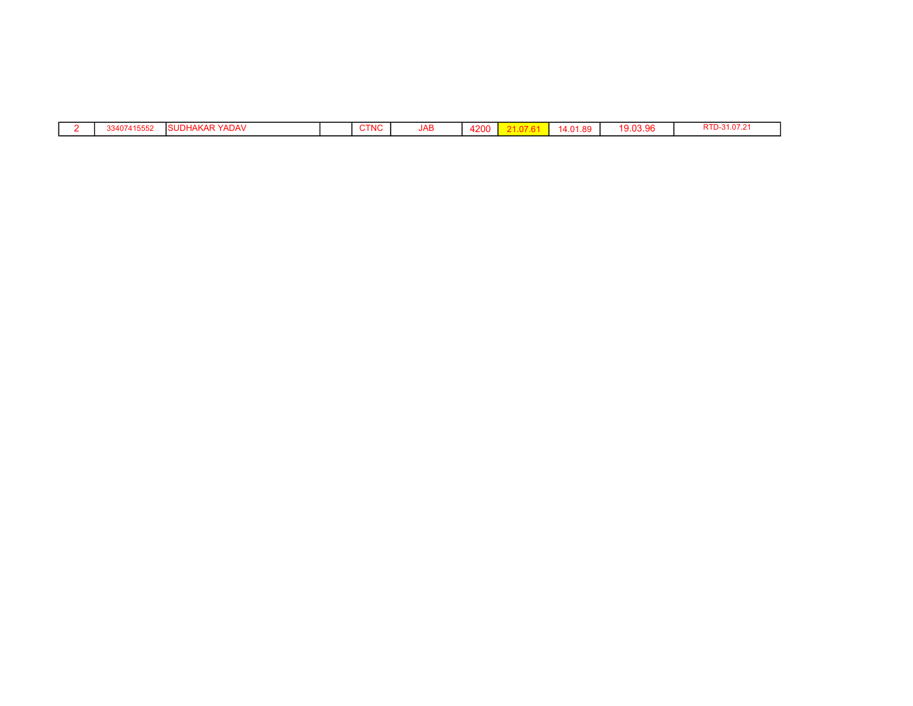| 2 | 33407415552 | SUDHAKAR YADAV | | CTNC | JAB | 4200 | 21.07.61 | 14.01.89 | 19.03.96 | RTD-31.07.21 |
|---|---|---|---|---|---|---|---|---|---|---|